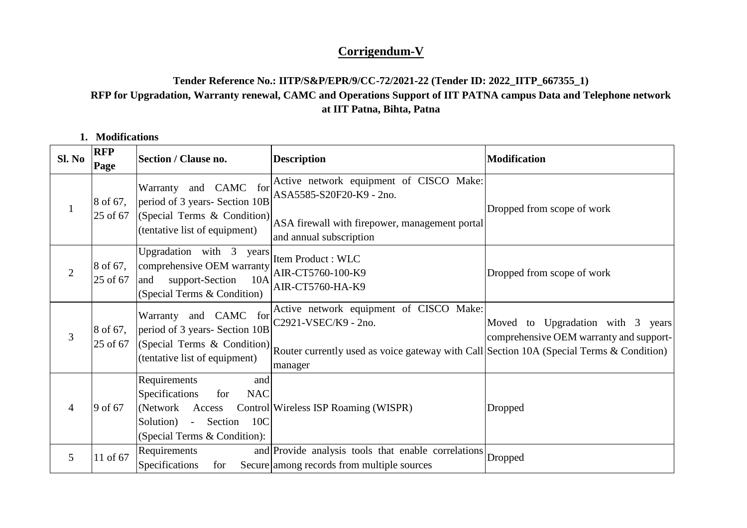# Corrigendum-V

**Tender Reference No.: IITP/S&P/EPR/9/CC-72/2021-22 (Tender ID: 2022_IITP_667355_1)**
**RFP for Upgradation, Warranty renewal, CAMC and Operations Support of IIT PATNA campus Data and Telephone network at IIT Patna, Bihta, Patna**

## 1. Modifications

| Sl. No | RFP Page | Section / Clause no. | Description | Modification |
|---|---|---|---|---|
| 1 | 8 of 67, 25 of 67 | Warranty and CAMC for period of 3 years- Section 10B (Special Terms & Condition) (tentative list of equipment) | Active network equipment of CISCO Make: ASA5585-S20F20-K9 - 2no.<br><br>ASA firewall with firepower, management portal and annual subscription | Dropped from scope of work |
| 2 | 8 of 67, 25 of 67 | Upgradation with 3 years comprehensive OEM warranty and support-Section 10A (Special Terms & Condition) | Item Product : WLC<br>AIR-CT5760-100-K9<br>AIR-CT5760-HA-K9 | Dropped from scope of work |
| 3 | 8 of 67, 25 of 67 | Warranty and CAMC for period of 3 years- Section 10B (Special Terms & Condition) (tentative list of equipment) | Active network equipment of CISCO Make: C2921-VSEC/K9 - 2no.<br><br>Router currently used as voice gateway with Call manager | Moved to Upgradation with 3 years comprehensive OEM warranty and support-Section 10A (Special Terms & Condition) |
| 4 | 9 of 67 | Requirements and Specifications for NAC (Network Access Control Solution) - Section 10C (Special Terms & Condition): | Wireless ISP Roaming (WISPR) | Dropped |
| 5 | 11 of 67 | Requirements and Specifications for Secure | Provide analysis tools that enable correlations among records from multiple sources | Dropped |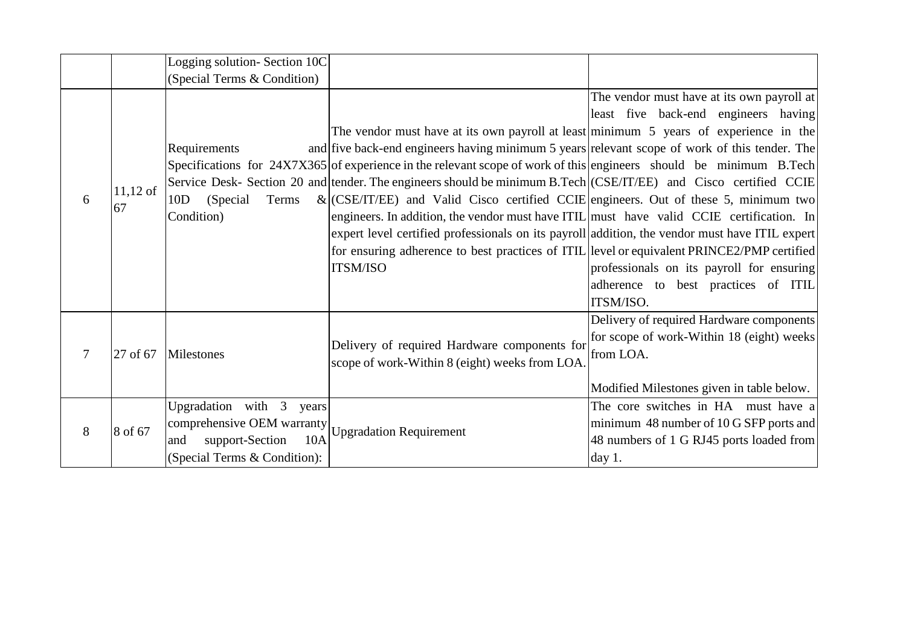| | | | | |
|---|---|---|---|---|
| | | Logging solution- Section 10C (Special Terms & Condition) | | |
| 6 | 11,12 of 67 | Requirements and Specifications for 24X7X365 Service Desk- Section 20 and 10D (Special Terms & Condition) | The vendor must have at its own payroll at least five back-end engineers having minimum 5 years of experience in the relevant scope of work of this tender. The engineers should be minimum B.Tech (CSE/IT/EE) and Valid Cisco certified CCIE engineers. In addition, the vendor must have ITIL expert level certified professionals on its payroll for ensuring adherence to best practices of ITIL ITSM/ISO | The vendor must have at its own payroll at least five back-end engineers having minimum 5 years of experience in the relevant scope of work of this tender. The engineers should be minimum B.Tech (CSE/IT/EE) and Cisco certified CCIE engineers. Out of these 5, minimum two must have valid CCIE certification. In addition, the vendor must have ITIL expert level or equivalent PRINCE2/PMP certified professionals on its payroll for ensuring adherence to best practices of ITIL ITSM/ISO. |
| 7 | 27 of 67 | Milestones | Delivery of required Hardware components for scope of work-Within 8 (eight) weeks from LOA. | Delivery of required Hardware components for scope of work-Within 18 (eight) weeks from LOA.<br><br>Modified Milestones given in table below. |
| 8 | 8 of 67 | Upgradation with 3 years comprehensive OEM warranty and support-Section 10A (Special Terms & Condition): | Upgradation Requirement | The core switches in HA must have a minimum 48 number of 10 G SFP ports and 48 numbers of 1 G RJ45 ports loaded from day 1. |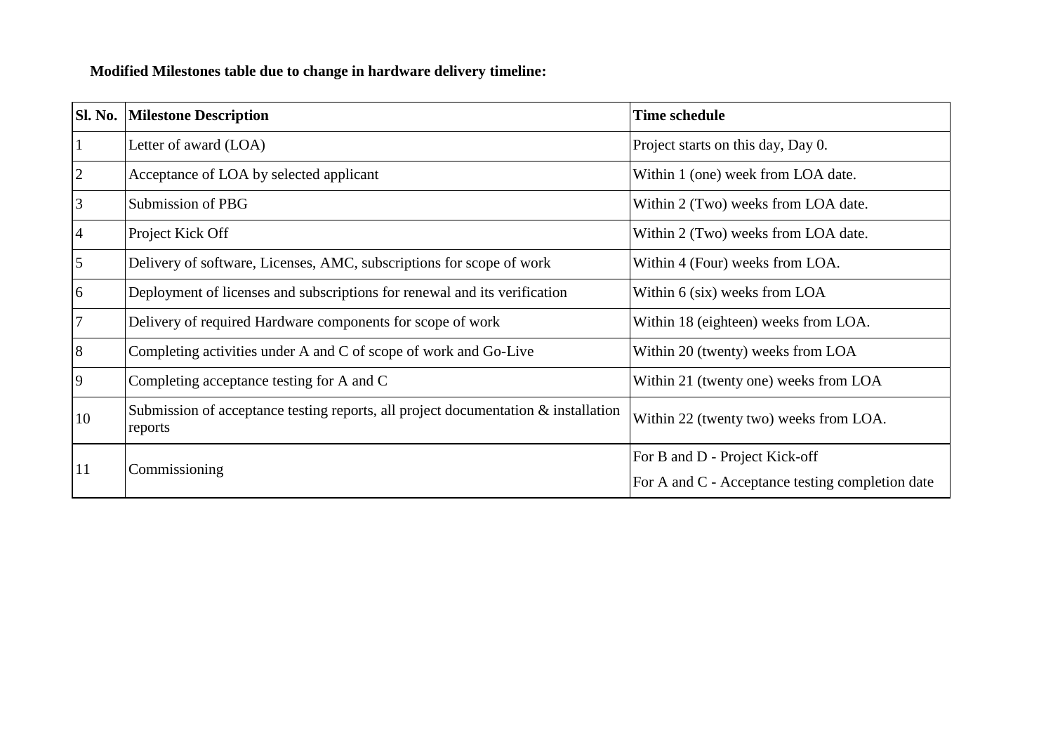**Modified Milestones table due to change in hardware delivery timeline:**

| Sl. No. | Milestone Description | Time schedule |
|---|---|---|
| 1 | Letter of award (LOA) | Project starts on this day, Day 0. |
| 2 | Acceptance of LOA by selected applicant | Within 1 (one) week from LOA date. |
| 3 | Submission of PBG | Within 2 (Two) weeks from LOA date. |
| 4 | Project Kick Off | Within 2 (Two) weeks from LOA date. |
| 5 | Delivery of software, Licenses, AMC, subscriptions for scope of work | Within 4 (Four) weeks from LOA. |
| 6 | Deployment of licenses and subscriptions for renewal and its verification | Within 6 (six) weeks from LOA |
| 7 | Delivery of required Hardware components for scope of work | Within 18 (eighteen) weeks from LOA. |
| 8 | Completing activities under A and C of scope of work and Go-Live | Within 20 (twenty) weeks from LOA |
| 9 | Completing acceptance testing for A and C | Within 21 (twenty one) weeks from LOA |
| 10 | Submission of acceptance testing reports, all project documentation & installation reports | Within 22 (twenty two) weeks from LOA. |
| 11 | Commissioning | For B and D - Project Kick-off<br>For A and C - Acceptance testing completion date |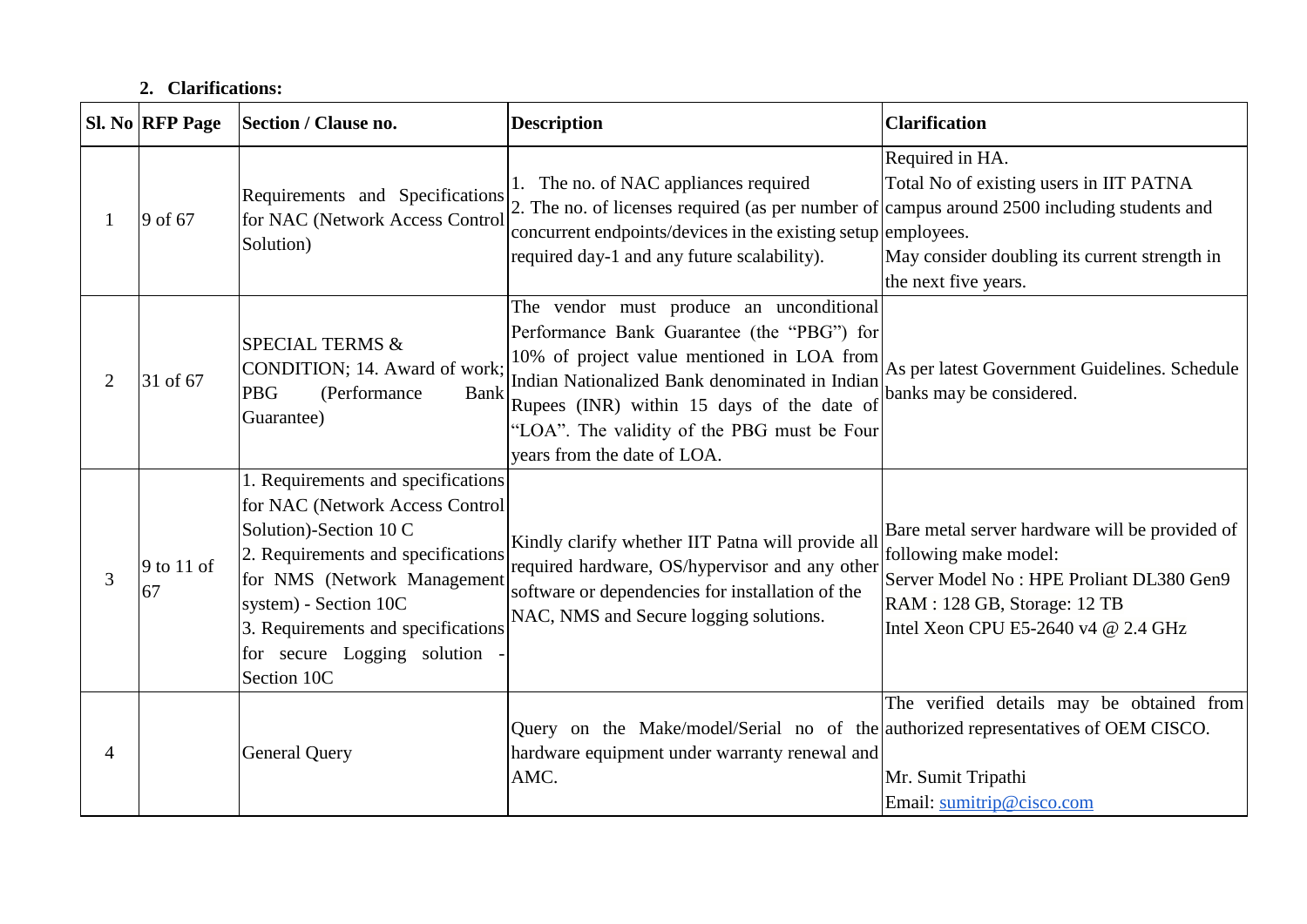## 2. Clarifications:

| Sl. No | RFP Page | Section / Clause no. | Description | Clarification |
|---|---|---|---|---|
| 1 | 9 of 67 | Requirements and Specifications for NAC (Network Access Control Solution) | 1. The no. of NAC appliances required<br>2. The no. of licenses required (as per number of concurrent endpoints/devices in the existing setup required day-1 and any future scalability). | Required in HA.<br>Total No of existing users in IIT PATNA campus around 2500 including students and employees.<br>May consider doubling its current strength in the next five years. |
| 2 | 31 of 67 | SPECIAL TERMS & CONDITION; 14. Award of work; PBG (Performance Bank Guarantee) | The vendor must produce an unconditional Performance Bank Guarantee (the "PBG") for 10% of project value mentioned in LOA from Indian Nationalized Bank denominated in Indian Rupees (INR) within 15 days of the date of "LOA". The validity of the PBG must be Four years from the date of LOA. | As per latest Government Guidelines. Schedule banks may be considered. |
| 3 | 9 to 11 of 67 | 1. Requirements and specifications for NAC (Network Access Control Solution)-Section 10 C<br>2. Requirements and specifications for NMS (Network Management system) - Section 10C<br>3. Requirements and specifications for secure Logging solution - Section 10C | Kindly clarify whether IIT Patna will provide all required hardware, OS/hypervisor and any other software or dependencies for installation of the NAC, NMS and Secure logging solutions. | Bare metal server hardware will be provided of following make model:<br>Server Model No : HPE Proliant DL380 Gen9<br>RAM : 128 GB, Storage: 12 TB<br>Intel Xeon CPU E5-2640 v4 @ 2.4 GHz |
| 4 | | General Query | Query on the Make/model/Serial no of the hardware equipment under warranty renewal and AMC. | The verified details may be obtained from authorized representatives of OEM CISCO.<br><br>Mr. Sumit Tripathi<br>Email: sumitrip@cisco.com |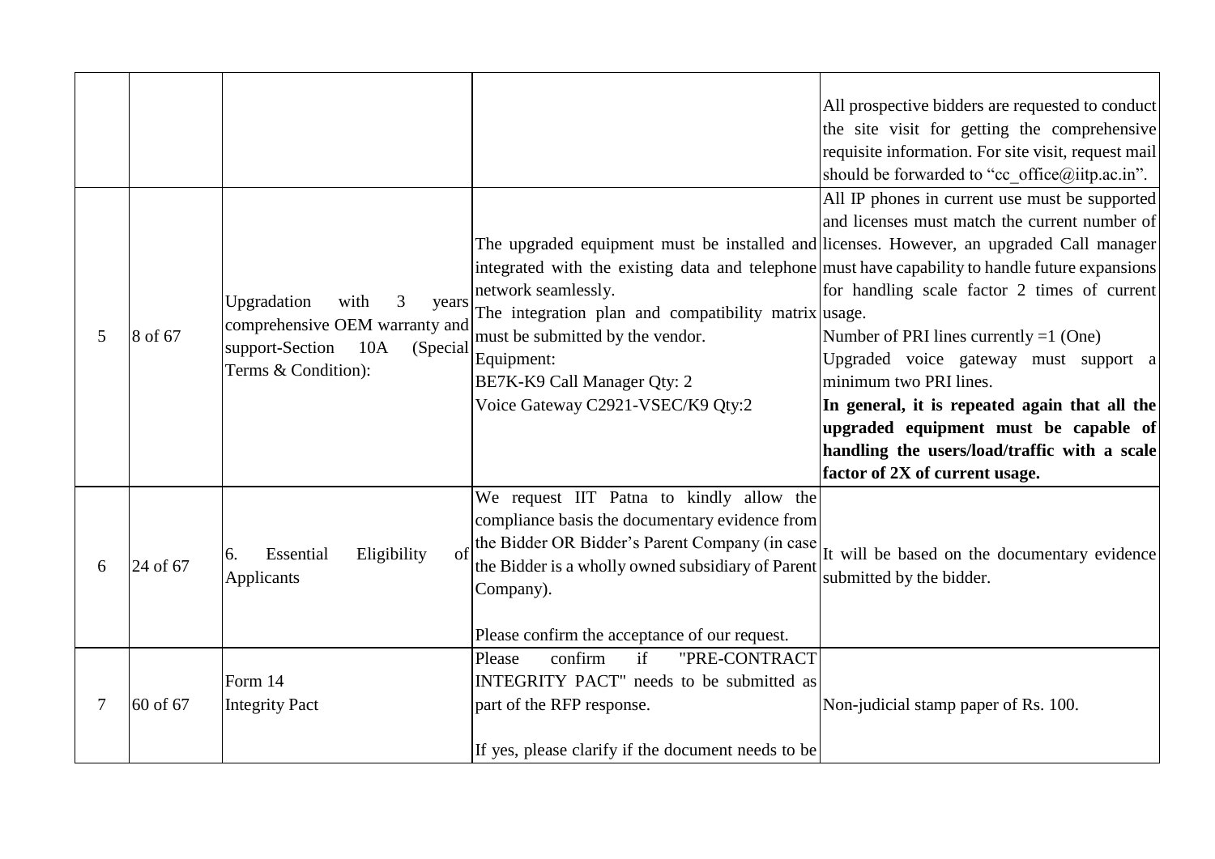| | | | | |
|---|---|---|---|---|
| | | | | All prospective bidders are requested to conduct the site visit for getting the comprehensive requisite information. For site visit, request mail should be forwarded to "cc_office@iitp.ac.in". |
| 5 | 8 of 67 | Upgradation with 3 years comprehensive OEM warranty and support-Section 10A (Special Terms & Condition): | The upgraded equipment must be installed and integrated with the existing data and telephone network seamlessly.<br>The integration plan and compatibility matrix must be submitted by the vendor.<br>Equipment:<br>BE7K-K9 Call Manager Qty: 2<br>Voice Gateway C2921-VSEC/K9 Qty:2 | All IP phones in current use must be supported and licenses must match the current number of licenses. However, an upgraded Call manager must have capability to handle future expansions for handling scale factor 2 times of current usage.<br>Number of PRI lines currently =1 (One)<br>Upgraded voice gateway must support a minimum two PRI lines.<br>**In general, it is repeated again that all the upgraded equipment must be capable of handling the users/load/traffic with a scale factor of 2X of current usage.** |
| 6 | 24 of 67 | 6. Essential Eligibility of Applicants | We request IIT Patna to kindly allow the compliance basis the documentary evidence from the Bidder OR Bidder's Parent Company (in case the Bidder is a wholly owned subsidiary of Parent Company).<br><br>Please confirm the acceptance of our request. | It will be based on the documentary evidence submitted by the bidder. |
| 7 | 60 of 67 | Form 14<br>Integrity Pact | Please confirm if "PRE-CONTRACT INTEGRITY PACT" needs to be submitted as part of the RFP response.<br><br>If yes, please clarify if the document needs to be | Non-judicial stamp paper of Rs. 100. |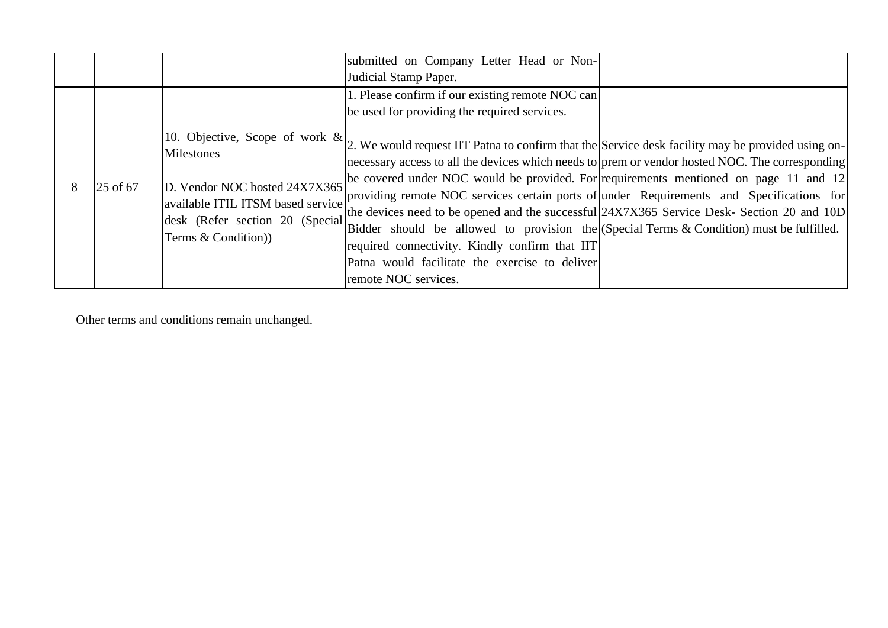| | | | | |
|---|---|---|---|---|
| | | | submitted on Company Letter Head or Non-Judicial Stamp Paper. | |
| 8 | 25 of 67 | 10. Objective, Scope of work & Milestones<br><br>D. Vendor NOC hosted 24X7X365 available ITIL ITSM based service desk (Refer section 20 (Special Terms & Condition)) | 1. Please confirm if our existing remote NOC can be used for providing the required services.<br><br>2. We would request IIT Patna to confirm that the necessary access to all the devices which needs to be covered under NOC would be provided. For providing remote NOC services certain ports of the devices need to be opened and the successful Bidder should be allowed to provision the required connectivity. Kindly confirm that IIT Patna would facilitate the exercise to deliver remote NOC services. | Service desk facility may be provided using on-prem or vendor hosted NOC. The corresponding requirements mentioned on page 11 and 12 under Requirements and Specifications for 24X7X365 Service Desk- Section 20 and 10D (Special Terms & Condition) must be fulfilled. |

Other terms and conditions remain unchanged.